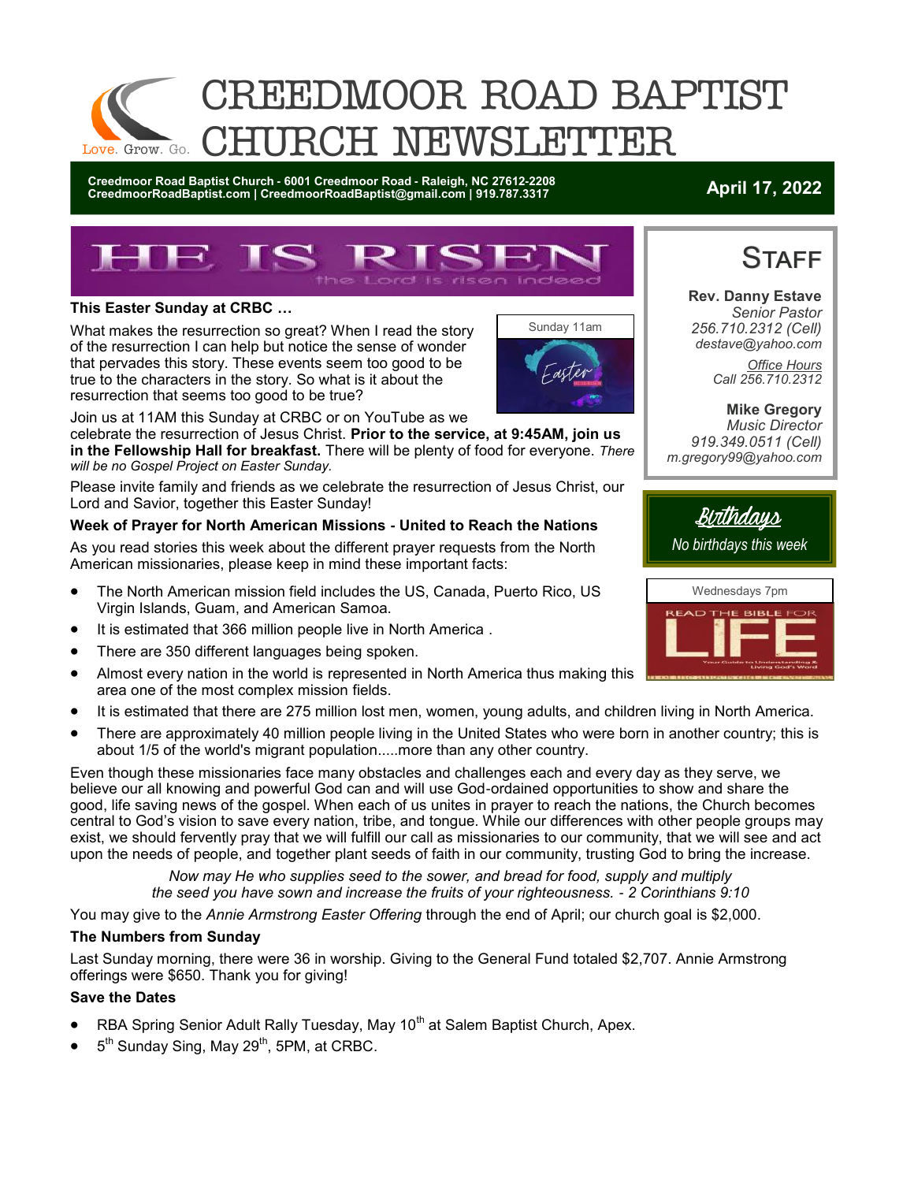# CREEDMOOR ROAD BAPTIST CHURCH NEWSLETTER

Love. Grow. Go.

**Creedmoor Road Baptist Church - 6001 Creedmoor Road - Raleigh, NC 27612-2208**
**CreedmoorRoadBaptist.com | CreedmoorRoadBaptist@gmail.com | 919.787.3317**

**April 17, 2022**

## HE IS RISEN

the Lord is risen indeed

**This Easter Sunday at CRBC …**

Sunday 11am

What makes the resurrection so great? When I read the story of the resurrection I can help but notice the sense of wonder that pervades this story. These events seem too good to be true to the characters in the story. So what is it about the resurrection that seems too good to be true?

Join us at 11AM this Sunday at CRBC or on YouTube as we celebrate the resurrection of Jesus Christ. **Prior to the service, at 9:45AM, join us in the Fellowship Hall for breakfast.** There will be plenty of food for everyone. *There will be no Gospel Project on Easter Sunday.*

Please invite family and friends as we celebrate the resurrection of Jesus Christ, our Lord and Savior, together this Easter Sunday!

**Week of Prayer for North American Missions - United to Reach the Nations**

As you read stories this week about the different prayer requests from the North American missionaries, please keep in mind these important facts:

- The North American mission field includes the US, Canada, Puerto Rico, US Virgin Islands, Guam, and American Samoa.
- It is estimated that 366 million people live in North America .
- There are 350 different languages being spoken.
- Almost every nation in the world is represented in North America thus making this area one of the most complex mission fields.
- It is estimated that there are 275 million lost men, women, young adults, and children living in North America.
- There are approximately 40 million people living in the United States who were born in another country; this is about 1/5 of the world's migrant population.....more than any other country.

Even though these missionaries face many obstacles and challenges each and every day as they serve, we believe our all knowing and powerful God can and will use God-ordained opportunities to show and share the good, life saving news of the gospel. When each of us unites in prayer to reach the nations, the Church becomes central to God's vision to save every nation, tribe, and tongue. While our differences with other people groups may exist, we should fervently pray that we will fulfill our call as missionaries to our community, that we will see and act upon the needs of people, and together plant seeds of faith in our community, trusting God to bring the increase.

*Now may He who supplies seed to the sower, and bread for food, supply and multiply the seed you have sown and increase the fruits of your righteousness. - 2 Corinthians 9:10*

You may give to the *Annie Armstrong Easter Offering* through the end of April; our church goal is $2,000.

**The Numbers from Sunday**

Last Sunday morning, there were 36 in worship. Giving to the General Fund totaled $2,707. Annie Armstrong offerings were $650. Thank you for giving!

**Save the Dates**

- RBA Spring Senior Adult Rally Tuesday, May 10th at Salem Baptist Church, Apex.
- 5th Sunday Sing, May 29th, 5PM, at CRBC.

## Staff

**Rev. Danny Estave**
*Senior Pastor*
*256.710.2312 (Cell)*
*destave@yahoo.com*

*Office Hours*
*Call 256.710.2312*

**Mike Gregory**
*Music Director*
*919.349.0511 (Cell)*
*m.gregory99@yahoo.com*

## Birthdays

*No birthdays this week*

Wednesdays 7pm

READ THE BIBLE FOR LIFE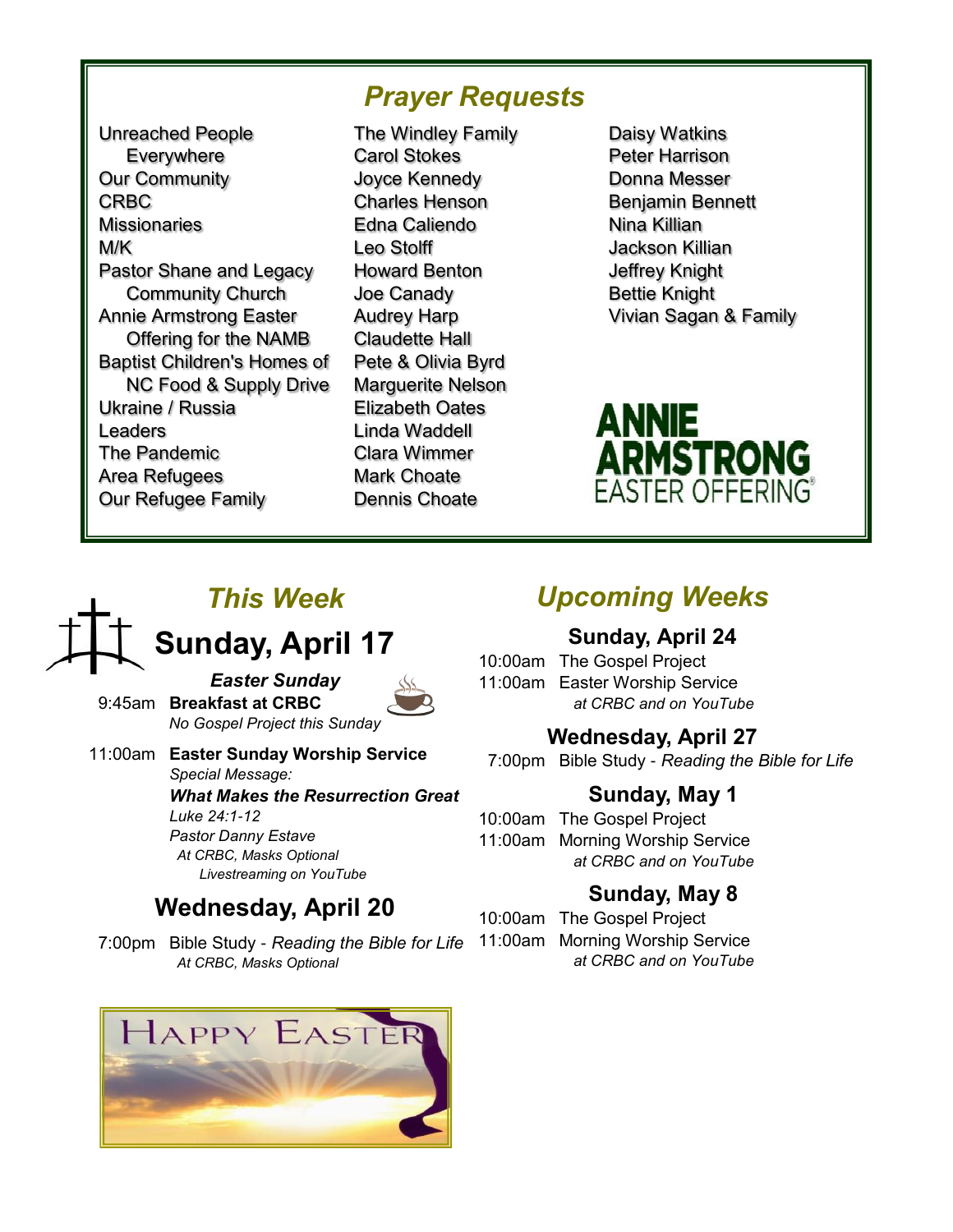## *Prayer Requests*

Unreached People Everywhere
Our Community
CRBC
Missionaries
M/K
Pastor Shane and Legacy Community Church
Annie Armstrong Easter Offering for the NAMB
Baptist Children's Homes of NC Food & Supply Drive
Ukraine / Russia
Leaders
The Pandemic
Area Refugees
Our Refugee Family

The Windley Family
Carol Stokes
Joyce Kennedy
Charles Henson
Edna Caliendo
Leo Stolff
Howard Benton
Joe Canady
Audrey Harp
Claudette Hall
Pete & Olivia Byrd
Marguerite Nelson
Elizabeth Oates
Linda Waddell
Clara Wimmer
Mark Choate
Dennis Choate

Daisy Watkins
Peter Harrison
Donna Messer
Benjamin Bennett
Nina Killian
Jackson Killian
Jeffrey Knight
Bettie Knight
Vivian Sagan & Family

ANNIE ARMSTRONG EASTER OFFERING®

## *This Week*

### Sunday, April 17

***Easter Sunday***

9:45am **Breakfast at CRBC**
*No Gospel Project this Sunday*

11:00am **Easter Sunday Worship Service**
*Special Message:*
***What Makes the Resurrection Great***
*Luke 24:1-12*
*Pastor Danny Estave*
*At CRBC, Masks Optional*
*Livestreaming on YouTube*

### Wednesday, April 20

7:00pm Bible Study - *Reading the Bible for Life*
*At CRBC, Masks Optional*

HAPPY EASTER

## *Upcoming Weeks*

### Sunday, April 24

10:00am The Gospel Project
11:00am Easter Worship Service
*at CRBC and on YouTube*

### Wednesday, April 27

7:00pm Bible Study - *Reading the Bible for Life*

### Sunday, May 1

10:00am The Gospel Project
11:00am Morning Worship Service
*at CRBC and on YouTube*

### Sunday, May 8

10:00am The Gospel Project
11:00am Morning Worship Service
*at CRBC and on YouTube*